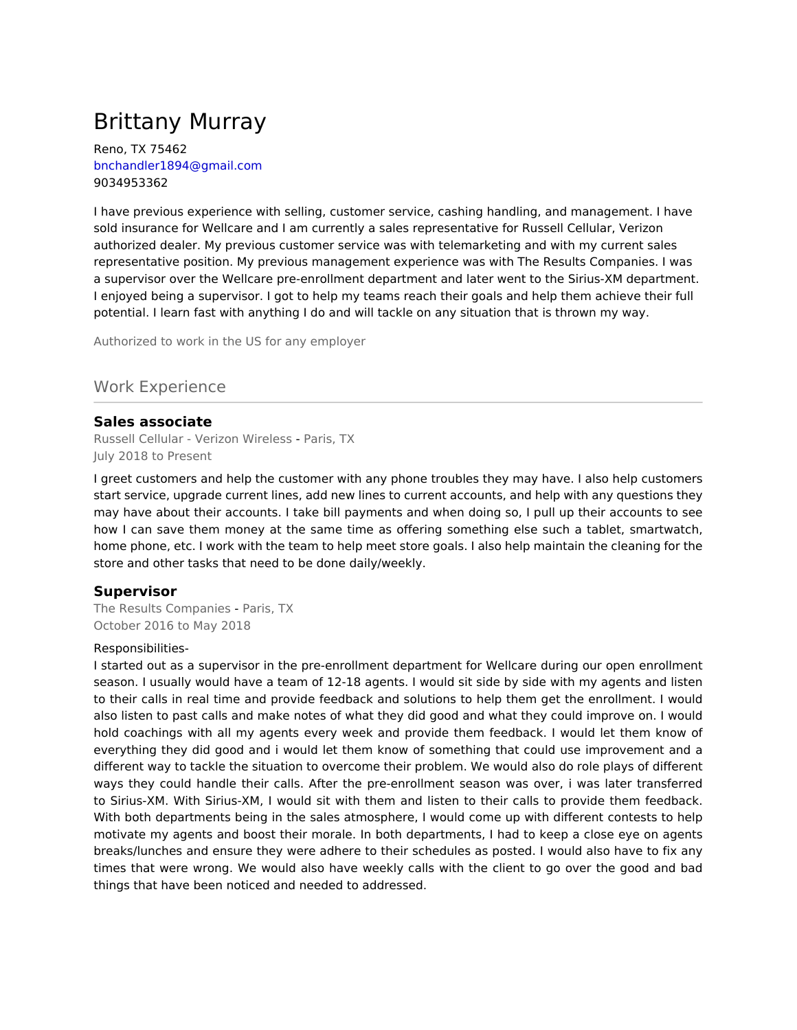# Brittany Murray

Reno, TX 75462
bnchandler1894@gmail.com
9034953362

I have previous experience with selling, customer service, cashing handling, and management. I have sold insurance for Wellcare and I am currently a sales representative for Russell Cellular, Verizon authorized dealer. My previous customer service was with telemarketing and with my current sales representative position. My previous management experience was with The Results Companies. I was a supervisor over the Wellcare pre-enrollment department and later went to the Sirius-XM department. I enjoyed being a supervisor. I got to help my teams reach their goals and help them achieve their full potential. I learn fast with anything I do and will tackle on any situation that is thrown my way.

Authorized to work in the US for any employer

## Work Experience

### Sales associate

Russell Cellular - Verizon Wireless - Paris, TX
July 2018 to Present

I greet customers and help the customer with any phone troubles they may have. I also help customers start service, upgrade current lines, add new lines to current accounts, and help with any questions they may have about their accounts. I take bill payments and when doing so, I pull up their accounts to see how I can save them money at the same time as offering something else such a tablet, smartwatch, home phone, etc. I work with the team to help meet store goals. I also help maintain the cleaning for the store and other tasks that need to be done daily/weekly.

### Supervisor

The Results Companies - Paris, TX
October 2016 to May 2018

Responsibilities-
I started out as a supervisor in the pre-enrollment department for Wellcare during our open enrollment season. I usually would have a team of 12-18 agents. I would sit side by side with my agents and listen to their calls in real time and provide feedback and solutions to help them get the enrollment. I would also listen to past calls and make notes of what they did good and what they could improve on. I would hold coachings with all my agents every week and provide them feedback. I would let them know of everything they did good and i would let them know of something that could use improvement and a different way to tackle the situation to overcome their problem. We would also do role plays of different ways they could handle their calls. After the pre-enrollment season was over, i was later transferred to Sirius-XM. With Sirius-XM, I would sit with them and listen to their calls to provide them feedback. With both departments being in the sales atmosphere, I would come up with different contests to help motivate my agents and boost their morale. In both departments, I had to keep a close eye on agents breaks/lunches and ensure they were adhere to their schedules as posted. I would also have to fix any times that were wrong. We would also have weekly calls with the client to go over the good and bad things that have been noticed and needed to addressed.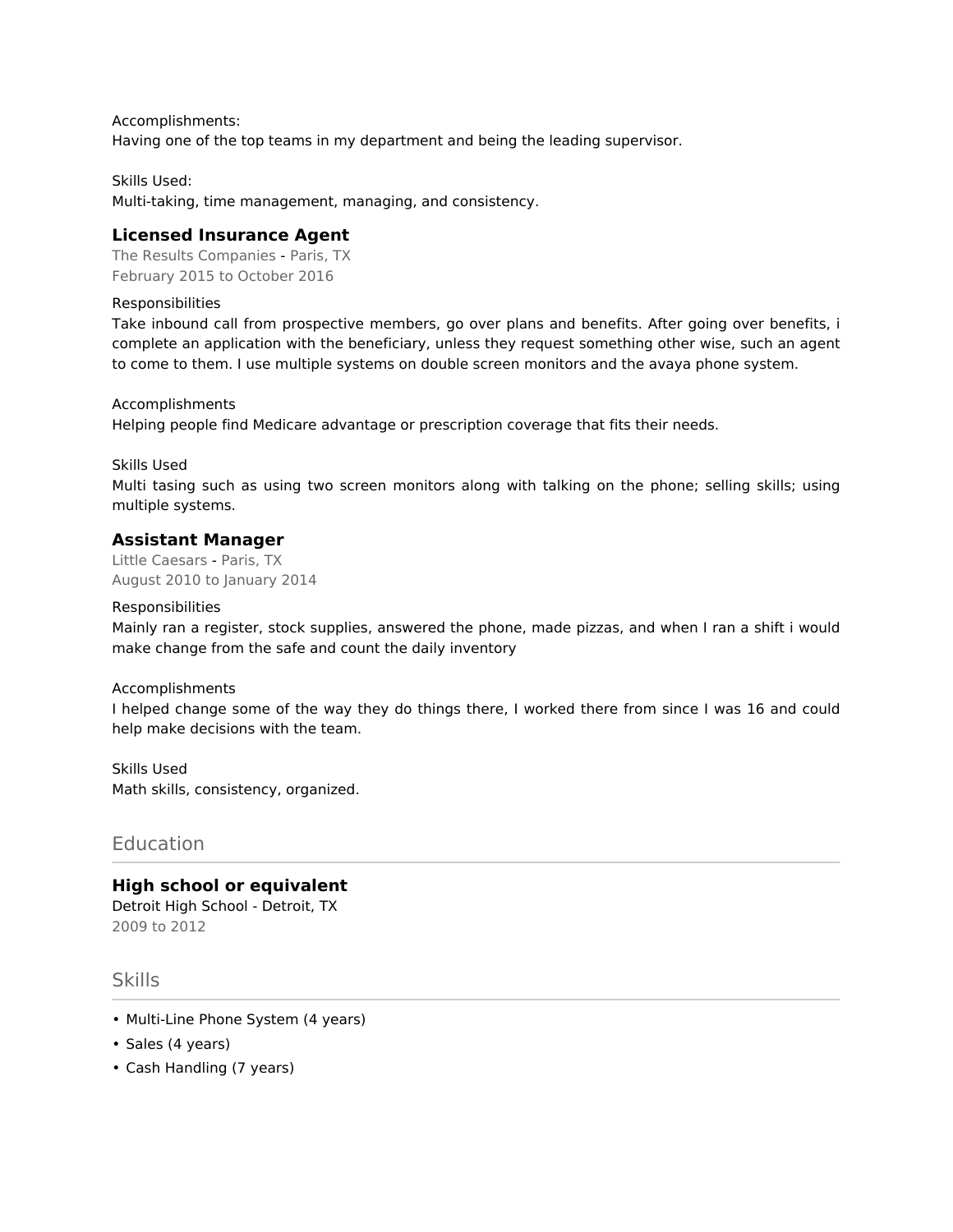Accomplishments:
Having one of the top teams in my department and being the leading supervisor.

Skills Used:
Multi-taking, time management, managing, and consistency.

### Licensed Insurance Agent

The Results Companies - Paris, TX
February 2015 to October 2016

Responsibilities
Take inbound call from prospective members, go over plans and benefits. After going over benefits, i complete an application with the beneficiary, unless they request something other wise, such an agent to come to them. I use multiple systems on double screen monitors and the avaya phone system.

Accomplishments
Helping people find Medicare advantage or prescription coverage that fits their needs.

Skills Used
Multi tasing such as using two screen monitors along with talking on the phone; selling skills; using multiple systems.

### Assistant Manager

Little Caesars - Paris, TX
August 2010 to January 2014

Responsibilities
Mainly ran a register, stock supplies, answered the phone, made pizzas, and when I ran a shift i would make change from the safe and count the daily inventory

Accomplishments
I helped change some of the way they do things there, I worked there from since I was 16 and could help make decisions with the team.

Skills Used
Math skills, consistency, organized.

## Education

### High school or equivalent

Detroit High School - Detroit, TX
2009 to 2012

## Skills

- Multi-Line Phone System (4 years)
- Sales (4 years)
- Cash Handling (7 years)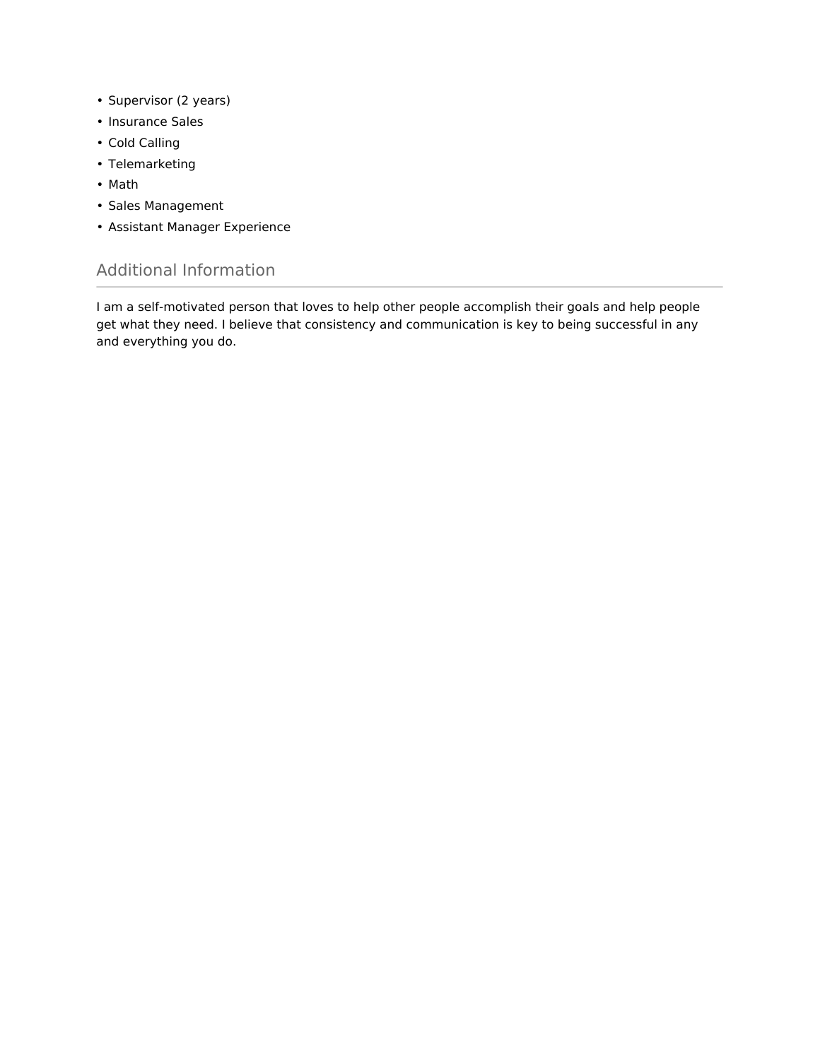- Supervisor (2 years)
- Insurance Sales
- Cold Calling
- Telemarketing
- Math
- Sales Management
- Assistant Manager Experience

## Additional Information

I am a self-motivated person that loves to help other people accomplish their goals and help people get what they need. I believe that consistency and communication is key to being successful in any and everything you do.